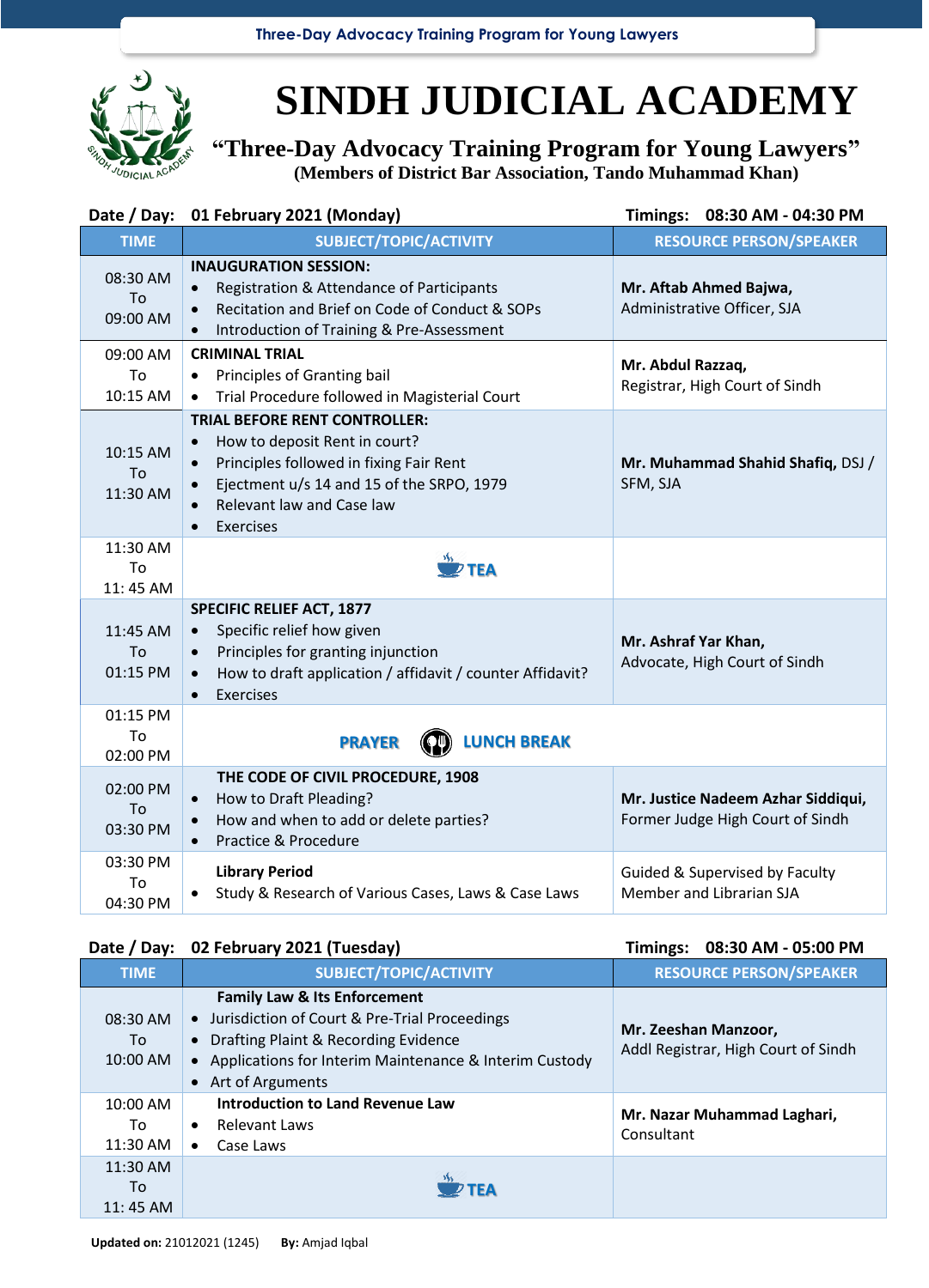# SINDH JUDICIAL ACADEMY

## "Three-Day Advocacy Training Program for Young Lawyers"

**(Members of District Bar Association, Tando Muhammad Khan)**

**Date / Day: 01 February 2021 (Monday)** **Timings: 08:30 AM - 04:30 PM**

| TIME | SUBJECT/TOPIC/ACTIVITY | RESOURCE PERSON/SPEAKER |
|---|---|---|
| 08:30 AM To 09:00 AM | **INAUGURATION SESSION:**<br>• Registration & Attendance of Participants<br>• Recitation and Brief on Code of Conduct & SOPs<br>• Introduction of Training & Pre-Assessment | **Mr. Aftab Ahmed Bajwa,**<br>Administrative Officer, SJA |
| 09:00 AM To 10:15 AM | **CRIMINAL TRIAL**<br>• Principles of Granting bail<br>• Trial Procedure followed in Magisterial Court | **Mr. Abdul Razzaq,**<br>Registrar, High Court of Sindh |
| 10:15 AM To 11:30 AM | **TRIAL BEFORE RENT CONTROLLER:**<br>• How to deposit Rent in court?<br>• Principles followed in fixing Fair Rent<br>• Ejectment u/s 14 and 15 of the SRPO, 1979<br>• Relevant law and Case law<br>• Exercises | **Mr. Muhammad Shahid Shafiq,** DSJ / SFM, SJA |
| 11:30 AM To 11: 45 AM | TEA | |
| 11:45 AM To 01:15 PM | **SPECIFIC RELIEF ACT, 1877**<br>• Specific relief how given<br>• Principles for granting injunction<br>• How to draft application / affidavit / counter Affidavit?<br>• Exercises | **Mr. Ashraf Yar Khan,**<br>Advocate, High Court of Sindh |
| 01:15 PM To 02:00 PM | PRAYER LUNCH BREAK | |
| 02:00 PM To 03:30 PM | **THE CODE OF CIVIL PROCEDURE, 1908**<br>• How to Draft Pleading?<br>• How and when to add or delete parties?<br>• Practice & Procedure | **Mr. Justice Nadeem Azhar Siddiqui,**<br>Former Judge High Court of Sindh |
| 03:30 PM To 04:30 PM | **Library Period**<br>• Study & Research of Various Cases, Laws & Case Laws | Guided & Supervised by Faculty Member and Librarian SJA |

**Date / Day: 02 February 2021 (Tuesday)** **Timings: 08:30 AM - 05:00 PM**

| TIME | SUBJECT/TOPIC/ACTIVITY | RESOURCE PERSON/SPEAKER |
|---|---|---|
| 08:30 AM To 10:00 AM | **Family Law & Its Enforcement**<br>• Jurisdiction of Court & Pre-Trial Proceedings<br>• Drafting Plaint & Recording Evidence<br>• Applications for Interim Maintenance & Interim Custody<br>• Art of Arguments | **Mr. Zeeshan Manzoor,**<br>Addl Registrar, High Court of Sindh |
| 10:00 AM To 11:30 AM | **Introduction to Land Revenue Law**<br>• Relevant Laws<br>• Case Laws | **Mr. Nazar Muhammad Laghari,**<br>Consultant |
| 11:30 AM To 11: 45 AM | TEA | |

**Updated on:** 21012021 (1245) **By:** Amjad Iqbal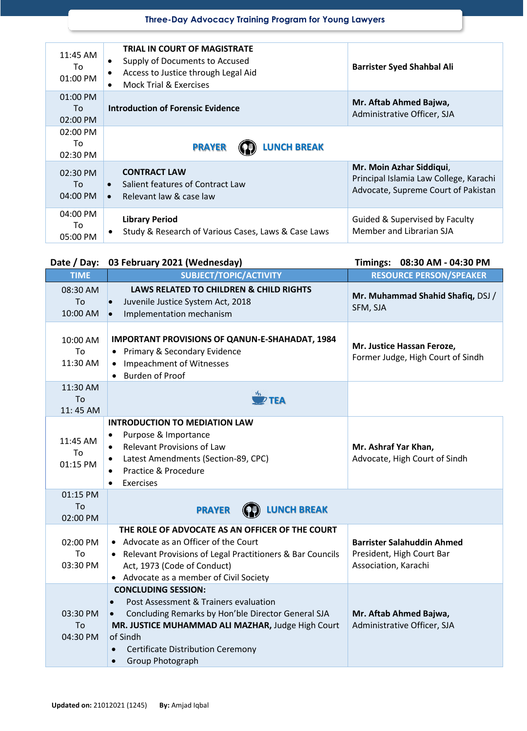Three-Day Advocacy Training Program for Young Lawyers

| | | |
|---|---|---|
| 11:45 AM To 01:00 PM | **TRIAL IN COURT OF MAGISTRATE**<br>• Supply of Documents to Accused<br>• Access to Justice through Legal Aid<br>• Mock Trial & Exercises | **Barrister Syed Shahbal Ali** |
| 01:00 PM To 02:00 PM | **Introduction of Forensic Evidence** | **Mr. Aftab Ahmed Bajwa,** Administrative Officer, SJA |
| 02:00 PM To 02:30 PM | **PRAYER** **LUNCH BREAK** | |
| 02:30 PM To 04:00 PM | **CONTRACT LAW**<br>• Salient features of Contract Law<br>• Relevant law & case law | **Mr. Moin Azhar Siddiqui**, Principal Islamia Law College, Karachi Advocate, Supreme Court of Pakistan |
| 04:00 PM To 05:00 PM | **Library Period**<br>• Study & Research of Various Cases, Laws & Case Laws | Guided & Supervised by Faculty Member and Librarian SJA |

**Date / Day: 03 February 2021 (Wednesday)** **Timings: 08:30 AM - 04:30 PM**

| TIME | SUBJECT/TOPIC/ACTIVITY | RESOURCE PERSON/SPEAKER |
|---|---|---|
| 08:30 AM To 10:00 AM | **LAWS RELATED TO CHILDREN & CHILD RIGHTS**<br>• Juvenile Justice System Act, 2018<br>• Implementation mechanism | **Mr. Muhammad Shahid Shafiq,** DSJ / SFM, SJA |
| 10:00 AM To 11:30 AM | **IMPORTANT PROVISIONS OF QANUN-E-SHAHADAT, 1984**<br>• Primary & Secondary Evidence<br>• Impeachment of Witnesses<br>• Burden of Proof | **Mr. Justice Hassan Feroze,** Former Judge, High Court of Sindh |
| 11:30 AM To 11: 45 AM | **TEA** | |
| 11:45 AM To 01:15 PM | **INTRODUCTION TO MEDIATION LAW**<br>• Purpose & Importance<br>• Relevant Provisions of Law<br>• Latest Amendments (Section-89, CPC)<br>• Practice & Procedure<br>• Exercises | **Mr. Ashraf Yar Khan,** Advocate, High Court of Sindh |
| 01:15 PM To 02:00 PM | **PRAYER** **LUNCH BREAK** | |
| 02:00 PM To 03:30 PM | **THE ROLE OF ADVOCATE AS AN OFFICER OF THE COURT**<br>• Advocate as an Officer of the Court<br>• Relevant Provisions of Legal Practitioners & Bar Councils Act, 1973 (Code of Conduct)<br>• Advocate as a member of Civil Society | **Barrister Salahuddin Ahmed** President, High Court Bar Association, Karachi |
| 03:30 PM To 04:30 PM | **CONCLUDING SESSION:**<br>• Post Assessment & Trainers evaluation<br>• Concluding Remarks by Hon'ble Director General SJA **MR. JUSTICE MUHAMMAD ALI MAZHAR,** Judge High Court of Sindh<br>• Certificate Distribution Ceremony<br>• Group Photograph | **Mr. Aftab Ahmed Bajwa,** Administrative Officer, SJA |

**Updated on:** 21012021 (1245) **By:** Amjad Iqbal